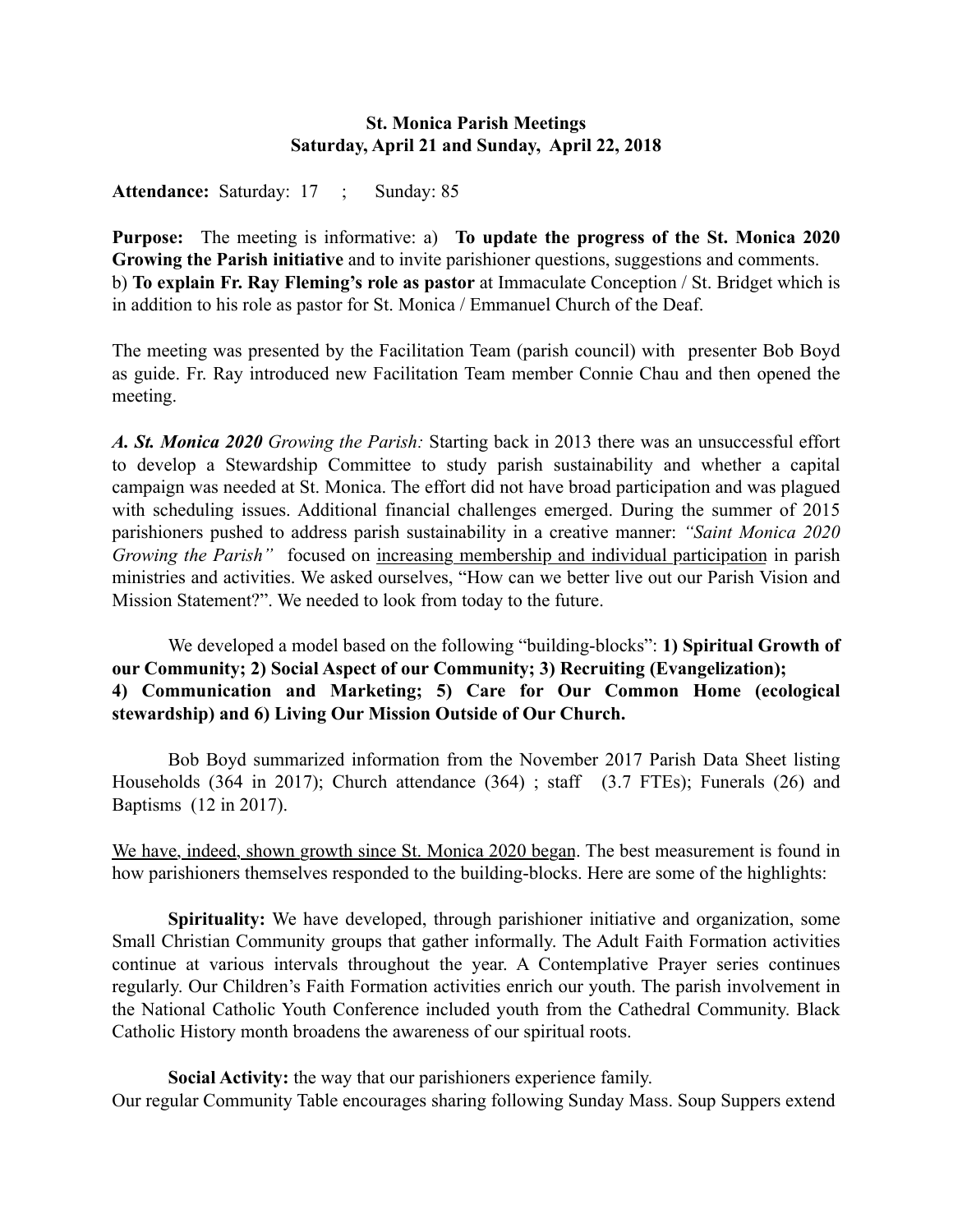**St. Monica Parish Meetings**
**Saturday, April 21 and Sunday, April 22, 2018**

**Attendance:** Saturday: 17 ; Sunday: 85

**Purpose:** The meeting is informative: a) **To update the progress of the St. Monica 2020 Growing the Parish initiative** and to invite parishioner questions, suggestions and comments. b) **To explain Fr. Ray Fleming's role as pastor** at Immaculate Conception / St. Bridget which is in addition to his role as pastor for St. Monica / Emmanuel Church of the Deaf.

The meeting was presented by the Facilitation Team (parish council) with presenter Bob Boyd as guide. Fr. Ray introduced new Facilitation Team member Connie Chau and then opened the meeting.

***A. St. Monica 2020*** *Growing the Parish:* Starting back in 2013 there was an unsuccessful effort to develop a Stewardship Committee to study parish sustainability and whether a capital campaign was needed at St. Monica. The effort did not have broad participation and was plagued with scheduling issues. Additional financial challenges emerged. During the summer of 2015 parishioners pushed to address parish sustainability in a creative manner: *"Saint Monica 2020 Growing the Parish"* focused on <u>increasing membership and individual participation</u> in parish ministries and activities. We asked ourselves, "How can we better live out our Parish Vision and Mission Statement?". We needed to look from today to the future.

We developed a model based on the following "building-blocks": **1) Spiritual Growth of our Community; 2) Social Aspect of our Community; 3) Recruiting (Evangelization); 4) Communication and Marketing; 5) Care for Our Common Home (ecological stewardship) and 6) Living Our Mission Outside of Our Church.**

Bob Boyd summarized information from the November 2017 Parish Data Sheet listing Households (364 in 2017); Church attendance (364) ; staff (3.7 FTEs); Funerals (26) and Baptisms (12 in 2017).

<u>We have, indeed, shown growth since St. Monica 2020 began</u>. The best measurement is found in how parishioners themselves responded to the building-blocks. Here are some of the highlights:

**Spirituality:** We have developed, through parishioner initiative and organization, some Small Christian Community groups that gather informally. The Adult Faith Formation activities continue at various intervals throughout the year. A Contemplative Prayer series continues regularly. Our Children's Faith Formation activities enrich our youth. The parish involvement in the National Catholic Youth Conference included youth from the Cathedral Community. Black Catholic History month broadens the awareness of our spiritual roots.

**Social Activity:** the way that our parishioners experience family.
Our regular Community Table encourages sharing following Sunday Mass. Soup Suppers extend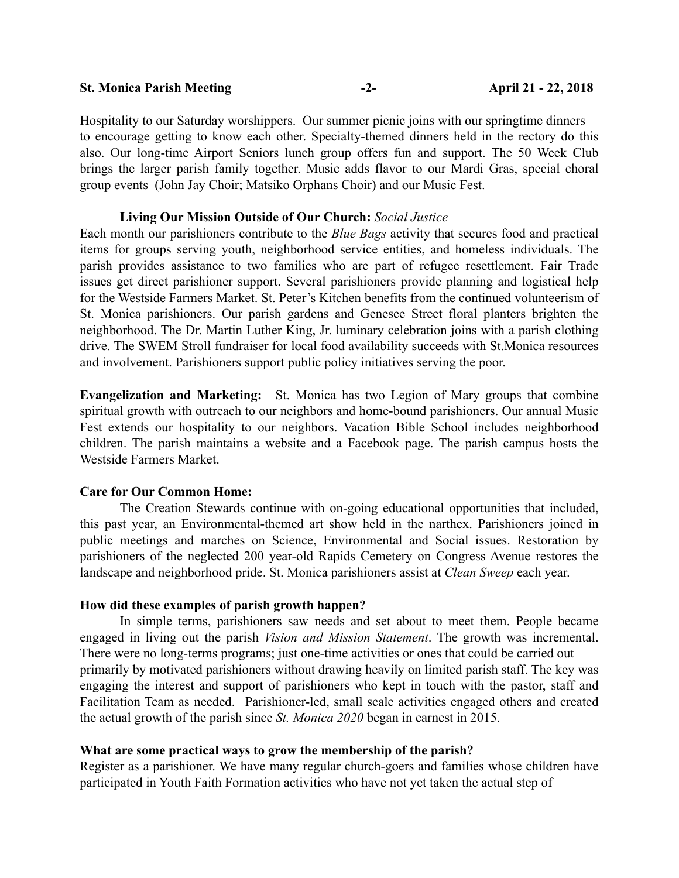Hospitality to our Saturday worshippers. Our summer picnic joins with our springtime dinners to encourage getting to know each other. Specialty-themed dinners held in the rectory do this also. Our long-time Airport Seniors lunch group offers fun and support. The 50 Week Club brings the larger parish family together. Music adds flavor to our Mardi Gras, special choral group events (John Jay Choir; Matsiko Orphans Choir) and our Music Fest.

**Living Our Mission Outside of Our Church:** *Social Justice*

Each month our parishioners contribute to the *Blue Bags* activity that secures food and practical items for groups serving youth, neighborhood service entities, and homeless individuals. The parish provides assistance to two families who are part of refugee resettlement. Fair Trade issues get direct parishioner support. Several parishioners provide planning and logistical help for the Westside Farmers Market. St. Peter's Kitchen benefits from the continued volunteerism of St. Monica parishioners. Our parish gardens and Genesee Street floral planters brighten the neighborhood. The Dr. Martin Luther King, Jr. luminary celebration joins with a parish clothing drive. The SWEM Stroll fundraiser for local food availability succeeds with St.Monica resources and involvement. Parishioners support public policy initiatives serving the poor.

**Evangelization and Marketing:** St. Monica has two Legion of Mary groups that combine spiritual growth with outreach to our neighbors and home-bound parishioners. Our annual Music Fest extends our hospitality to our neighbors. Vacation Bible School includes neighborhood children. The parish maintains a website and a Facebook page. The parish campus hosts the Westside Farmers Market.

**Care for Our Common Home:**

The Creation Stewards continue with on-going educational opportunities that included, this past year, an Environmental-themed art show held in the narthex. Parishioners joined in public meetings and marches on Science, Environmental and Social issues. Restoration by parishioners of the neglected 200 year-old Rapids Cemetery on Congress Avenue restores the landscape and neighborhood pride. St. Monica parishioners assist at *Clean Sweep* each year.

**How did these examples of parish growth happen?**

In simple terms, parishioners saw needs and set about to meet them. People became engaged in living out the parish *Vision and Mission Statement*. The growth was incremental. There were no long-terms programs; just one-time activities or ones that could be carried out primarily by motivated parishioners without drawing heavily on limited parish staff. The key was engaging the interest and support of parishioners who kept in touch with the pastor, staff and Facilitation Team as needed. Parishioner-led, small scale activities engaged others and created the actual growth of the parish since *St. Monica 2020* began in earnest in 2015.

**What are some practical ways to grow the membership of the parish?**

Register as a parishioner. We have many regular church-goers and families whose children have participated in Youth Faith Formation activities who have not yet taken the actual step of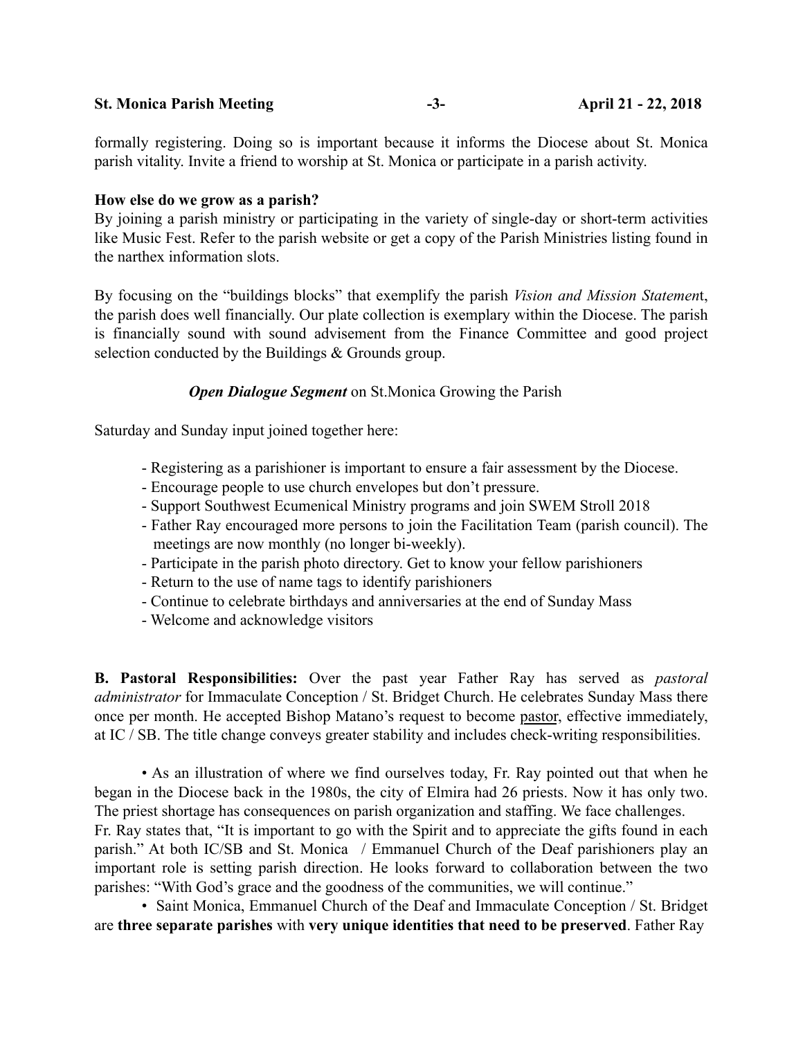formally registering. Doing so is important because it informs the Diocese about St. Monica parish vitality. Invite a friend to worship at St. Monica or participate in a parish activity.

**How else do we grow as a parish?**
By joining a parish ministry or participating in the variety of single-day or short-term activities like Music Fest. Refer to the parish website or get a copy of the Parish Ministries listing found in the narthex information slots.

By focusing on the "buildings blocks" that exemplify the parish *Vision and Mission Statemen*t, the parish does well financially. Our plate collection is exemplary within the Diocese. The parish is financially sound with sound advisement from the Finance Committee and good project selection conducted by the Buildings & Grounds group.

***Open Dialogue Segment*** on St.Monica Growing the Parish

Saturday and Sunday input joined together here:

- Registering as a parishioner is important to ensure a fair assessment by the Diocese.
- Encourage people to use church envelopes but don't pressure.
- Support Southwest Ecumenical Ministry programs and join SWEM Stroll 2018
- Father Ray encouraged more persons to join the Facilitation Team (parish council). The meetings are now monthly (no longer bi-weekly).
- Participate in the parish photo directory. Get to know your fellow parishioners
- Return to the use of name tags to identify parishioners
- Continue to celebrate birthdays and anniversaries at the end of Sunday Mass
- Welcome and acknowledge visitors

**B. Pastoral Responsibilities:** Over the past year Father Ray has served as *pastoral administrator* for Immaculate Conception / St. Bridget Church. He celebrates Sunday Mass there once per month. He accepted Bishop Matano's request to become pastor, effective immediately, at IC / SB. The title change conveys greater stability and includes check-writing responsibilities.

• As an illustration of where we find ourselves today, Fr. Ray pointed out that when he began in the Diocese back in the 1980s, the city of Elmira had 26 priests. Now it has only two. The priest shortage has consequences on parish organization and staffing. We face challenges. Fr. Ray states that, "It is important to go with the Spirit and to appreciate the gifts found in each parish." At both IC/SB and St. Monica / Emmanuel Church of the Deaf parishioners play an important role is setting parish direction. He looks forward to collaboration between the two parishes: "With God's grace and the goodness of the communities, we will continue."

• Saint Monica, Emmanuel Church of the Deaf and Immaculate Conception / St. Bridget are **three separate parishes** with **very unique identities that need to be preserved**. Father Ray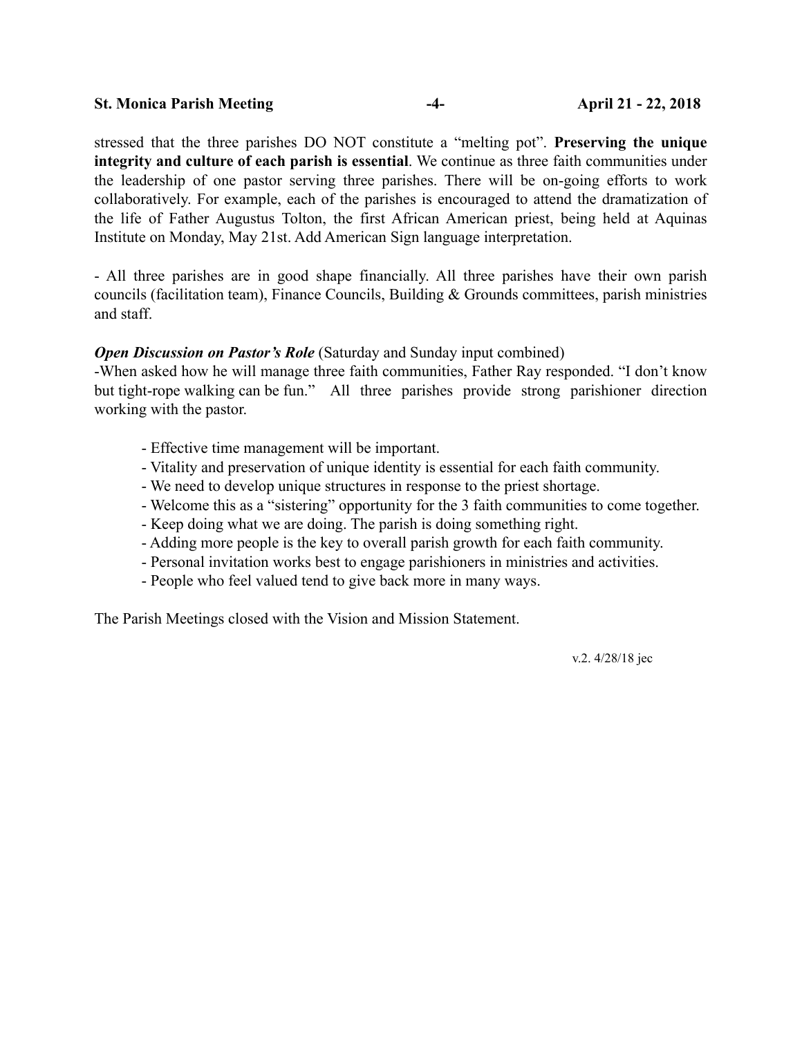stressed that the three parishes DO NOT constitute a "melting pot". **Preserving the unique integrity and culture of each parish is essential**. We continue as three faith communities under the leadership of one pastor serving three parishes. There will be on-going efforts to work collaboratively. For example, each of the parishes is encouraged to attend the dramatization of the life of Father Augustus Tolton, the first African American priest, being held at Aquinas Institute on Monday, May 21st. Add American Sign language interpretation.

- All three parishes are in good shape financially. All three parishes have their own parish councils (facilitation team), Finance Councils, Building & Grounds committees, parish ministries and staff.

***Open Discussion on Pastor's Role*** (Saturday and Sunday input combined)

-When asked how he will manage three faith communities, Father Ray responded. "I don't know but tight-rope walking can be fun." All three parishes provide strong parishioner direction working with the pastor.

- Effective time management will be important.
- Vitality and preservation of unique identity is essential for each faith community.
- We need to develop unique structures in response to the priest shortage.
- Welcome this as a "sistering" opportunity for the 3 faith communities to come together.
- Keep doing what we are doing. The parish is doing something right.
- Adding more people is the key to overall parish growth for each faith community.
- Personal invitation works best to engage parishioners in ministries and activities.
- People who feel valued tend to give back more in many ways.

The Parish Meetings closed with the Vision and Mission Statement.

v.2. 4/28/18 jec